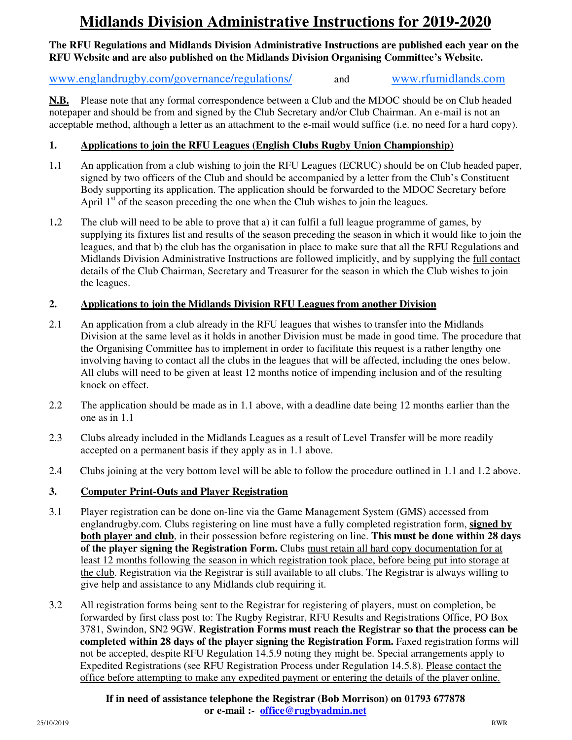# Midlands Division Administrative Instructions for 2019-2020

**The RFU Regulations and Midlands Division Administrative Instructions are published each year on the RFU Website and are also published on the Midlands Division Organising Committee's Website.**

www.englandrugby.com/governance/regulations/ and www.rfumidlands.com

**N.B.** Please note that any formal correspondence between a Club and the MDOC should be on Club headed notepaper and should be from and signed by the Club Secretary and/or Club Chairman. An e-mail is not an acceptable method, although a letter as an attachment to the e-mail would suffice (i.e. no need for a hard copy).

## 1. Applications to join the RFU Leagues (English Clubs Rugby Union Championship)

1.1 An application from a club wishing to join the RFU Leagues (ECRUC) should be on Club headed paper, signed by two officers of the Club and should be accompanied by a letter from the Club's Constituent Body supporting its application. The application should be forwarded to the MDOC Secretary before April 1st of the season preceding the one when the Club wishes to join the leagues.

1.2 The club will need to be able to prove that a) it can fulfil a full league programme of games, by supplying its fixtures list and results of the season preceding the season in which it would like to join the leagues, and that b) the club has the organisation in place to make sure that all the RFU Regulations and Midlands Division Administrative Instructions are followed implicitly, and by supplying the full contact details of the Club Chairman, Secretary and Treasurer for the season in which the Club wishes to join the leagues.

## 2. Applications to join the Midlands Division RFU Leagues from another Division

2.1 An application from a club already in the RFU leagues that wishes to transfer into the Midlands Division at the same level as it holds in another Division must be made in good time. The procedure that the Organising Committee has to implement in order to facilitate this request is a rather lengthy one involving having to contact all the clubs in the leagues that will be affected, including the ones below. All clubs will need to be given at least 12 months notice of impending inclusion and of the resulting knock on effect.

2.2 The application should be made as in 1.1 above, with a deadline date being 12 months earlier than the one as in 1.1

2.3 Clubs already included in the Midlands Leagues as a result of Level Transfer will be more readily accepted on a permanent basis if they apply as in 1.1 above.

2.4 Clubs joining at the very bottom level will be able to follow the procedure outlined in 1.1 and 1.2 above.

## 3. Computer Print-Outs and Player Registration

3.1 Player registration can be done on-line via the Game Management System (GMS) accessed from englandrugby.com. Clubs registering on line must have a fully completed registration form, **signed by both player and club**, in their possession before registering on line. **This must be done within 28 days of the player signing the Registration Form.** Clubs must retain all hard copy documentation for at least 12 months following the season in which registration took place, before being put into storage at the club. Registration via the Registrar is still available to all clubs. The Registrar is always willing to give help and assistance to any Midlands club requiring it.

3.2 All registration forms being sent to the Registrar for registering of players, must on completion, be forwarded by first class post to: The Rugby Registrar, RFU Results and Registrations Office, PO Box 3781, Swindon, SN2 9GW. **Registration Forms must reach the Registrar so that the process can be completed within 28 days of the player signing the Registration Form.** Faxed registration forms will not be accepted, despite RFU Regulation 14.5.9 noting they might be. Special arrangements apply to Expedited Registrations (see RFU Registration Process under Regulation 14.5.8). Please contact the office before attempting to make any expedited payment or entering the details of the player online.

**If in need of assistance telephone the Registrar (Bob Morrison) on 01793 677878 or e-mail :- office@rugbyadmin.net**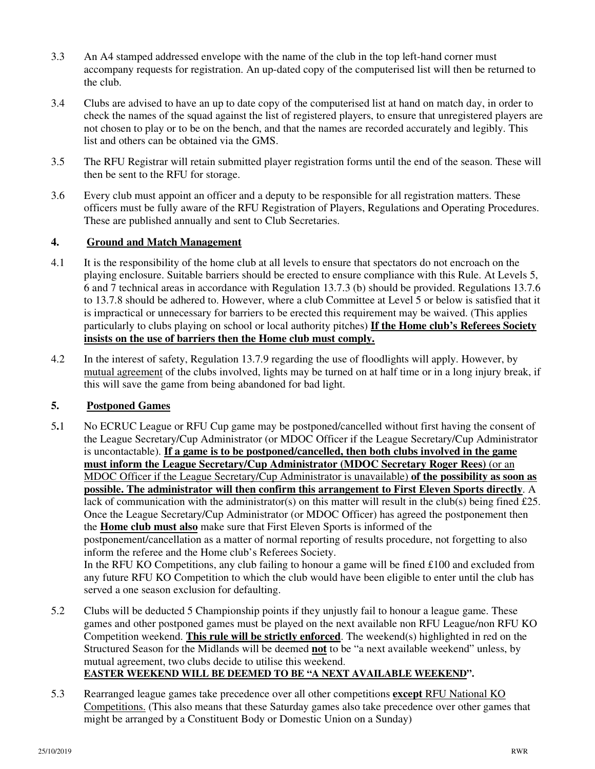3.3 An A4 stamped addressed envelope with the name of the club in the top left-hand corner must accompany requests for registration. An up-dated copy of the computerised list will then be returned to the club.

3.4 Clubs are advised to have an up to date copy of the computerised list at hand on match day, in order to check the names of the squad against the list of registered players, to ensure that unregistered players are not chosen to play or to be on the bench, and that the names are recorded accurately and legibly. This list and others can be obtained via the GMS.

3.5 The RFU Registrar will retain submitted player registration forms until the end of the season. These will then be sent to the RFU for storage.

3.6 Every club must appoint an officer and a deputy to be responsible for all registration matters. These officers must be fully aware of the RFU Registration of Players, Regulations and Operating Procedures. These are published annually and sent to Club Secretaries.

## 4. Ground and Match Management

4.1 It is the responsibility of the home club at all levels to ensure that spectators do not encroach on the playing enclosure. Suitable barriers should be erected to ensure compliance with this Rule. At Levels 5, 6 and 7 technical areas in accordance with Regulation 13.7.3 (b) should be provided. Regulations 13.7.6 to 13.7.8 should be adhered to. However, where a club Committee at Level 5 or below is satisfied that it is impractical or unnecessary for barriers to be erected this requirement may be waived. (This applies particularly to clubs playing on school or local authority pitches) **If the Home club's Referees Society insists on the use of barriers then the Home club must comply.**

4.2 In the interest of safety, Regulation 13.7.9 regarding the use of floodlights will apply. However, by mutual agreement of the clubs involved, lights may be turned on at half time or in a long injury break, if this will save the game from being abandoned for bad light.

## 5. Postponed Games

5.1 No ECRUC League or RFU Cup game may be postponed/cancelled without first having the consent of the League Secretary/Cup Administrator (or MDOC Officer if the League Secretary/Cup Administrator is uncontactable). **If a game is to be postponed/cancelled, then both clubs involved in the game must inform the League Secretary/Cup Administrator (MDOC Secretary Roger Rees)** (or an MDOC Officer if the League Secretary/Cup Administrator is unavailable) **of the possibility as soon as possible. The administrator will then confirm this arrangement to First Eleven Sports directly**. A lack of communication with the administrator(s) on this matter will result in the club(s) being fined £25. Once the League Secretary/Cup Administrator (or MDOC Officer) has agreed the postponement then the **Home club must also** make sure that First Eleven Sports is informed of the postponement/cancellation as a matter of normal reporting of results procedure, not forgetting to also inform the referee and the Home club's Referees Society.
In the RFU KO Competitions, any club failing to honour a game will be fined £100 and excluded from any future RFU KO Competition to which the club would have been eligible to enter until the club has served a one season exclusion for defaulting.

5.2 Clubs will be deducted 5 Championship points if they unjustly fail to honour a league game. These games and other postponed games must be played on the next available non RFU League/non RFU KO Competition weekend. **This rule will be strictly enforced**. The weekend(s) highlighted in red on the Structured Season for the Midlands will be deemed **not** to be "a next available weekend" unless, by mutual agreement, two clubs decide to utilise this weekend.
**EASTER WEEKEND WILL BE DEEMED TO BE "A NEXT AVAILABLE WEEKEND".**

5.3 Rearranged league games take precedence over all other competitions **except** RFU National KO Competitions. (This also means that these Saturday games also take precedence over other games that might be arranged by a Constituent Body or Domestic Union on a Sunday)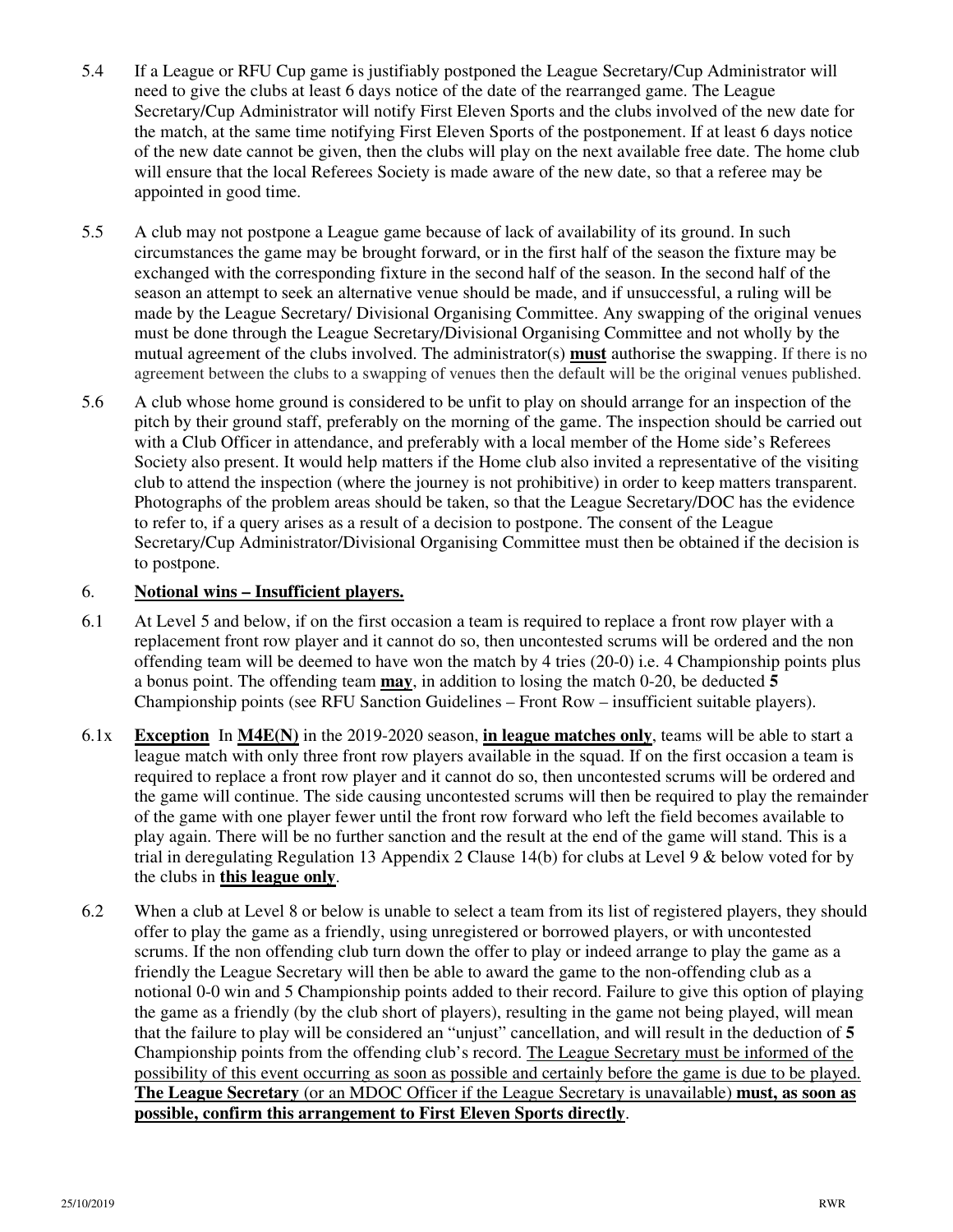5.4 If a League or RFU Cup game is justifiably postponed the League Secretary/Cup Administrator will need to give the clubs at least 6 days notice of the date of the rearranged game. The League Secretary/Cup Administrator will notify First Eleven Sports and the clubs involved of the new date for the match, at the same time notifying First Eleven Sports of the postponement. If at least 6 days notice of the new date cannot be given, then the clubs will play on the next available free date. The home club will ensure that the local Referees Society is made aware of the new date, so that a referee may be appointed in good time.

5.5 A club may not postpone a League game because of lack of availability of its ground. In such circumstances the game may be brought forward, or in the first half of the season the fixture may be exchanged with the corresponding fixture in the second half of the season. In the second half of the season an attempt to seek an alternative venue should be made, and if unsuccessful, a ruling will be made by the League Secretary/ Divisional Organising Committee. Any swapping of the original venues must be done through the League Secretary/Divisional Organising Committee and not wholly by the mutual agreement of the clubs involved. The administrator(s) **must** authorise the swapping. If there is no agreement between the clubs to a swapping of venues then the default will be the original venues published.

5.6 A club whose home ground is considered to be unfit to play on should arrange for an inspection of the pitch by their ground staff, preferably on the morning of the game. The inspection should be carried out with a Club Officer in attendance, and preferably with a local member of the Home side's Referees Society also present. It would help matters if the Home club also invited a representative of the visiting club to attend the inspection (where the journey is not prohibitive) in order to keep matters transparent. Photographs of the problem areas should be taken, so that the League Secretary/DOC has the evidence to refer to, if a query arises as a result of a decision to postpone. The consent of the League Secretary/Cup Administrator/Divisional Organising Committee must then be obtained if the decision is to postpone.

## 6. Notional wins – Insufficient players.

6.1 At Level 5 and below, if on the first occasion a team is required to replace a front row player with a replacement front row player and it cannot do so, then uncontested scrums will be ordered and the non offending team will be deemed to have won the match by 4 tries (20-0) i.e. 4 Championship points plus a bonus point. The offending team **may**, in addition to losing the match 0-20, be deducted **5** Championship points (see RFU Sanction Guidelines – Front Row – insufficient suitable players).

6.1x **Exception** In **M4E(N)** in the 2019-2020 season, **in league matches only**, teams will be able to start a league match with only three front row players available in the squad. If on the first occasion a team is required to replace a front row player and it cannot do so, then uncontested scrums will be ordered and the game will continue. The side causing uncontested scrums will then be required to play the remainder of the game with one player fewer until the front row forward who left the field becomes available to play again. There will be no further sanction and the result at the end of the game will stand. This is a trial in deregulating Regulation 13 Appendix 2 Clause 14(b) for clubs at Level 9 & below voted for by the clubs in **this league only**.

6.2 When a club at Level 8 or below is unable to select a team from its list of registered players, they should offer to play the game as a friendly, using unregistered or borrowed players, or with uncontested scrums. If the non offending club turn down the offer to play or indeed arrange to play the game as a friendly the League Secretary will then be able to award the game to the non-offending club as a notional 0-0 win and 5 Championship points added to their record. Failure to give this option of playing the game as a friendly (by the club short of players), resulting in the game not being played, will mean that the failure to play will be considered an "unjust" cancellation, and will result in the deduction of **5** Championship points from the offending club's record. The League Secretary must be informed of the possibility of this event occurring as soon as possible and certainly before the game is due to be played. **The League Secretary** (or an MDOC Officer if the League Secretary is unavailable) **must, as soon as possible, confirm this arrangement to First Eleven Sports directly**.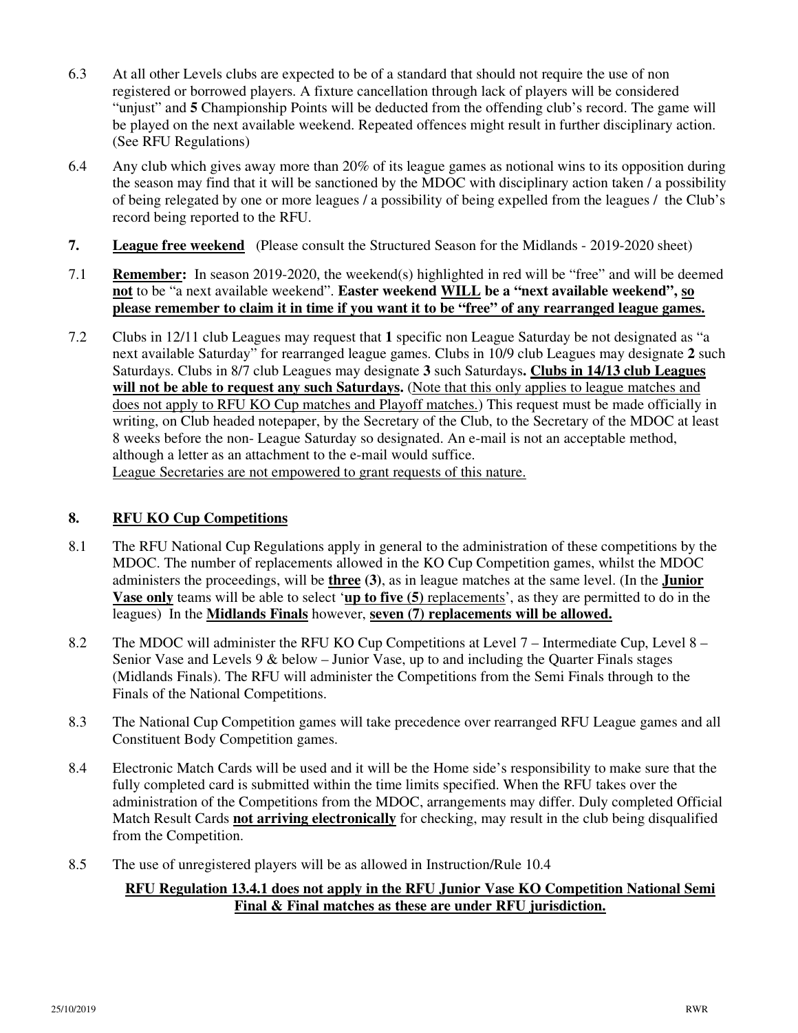6.3 At all other Levels clubs are expected to be of a standard that should not require the use of non registered or borrowed players. A fixture cancellation through lack of players will be considered "unjust" and **5** Championship Points will be deducted from the offending club's record. The game will be played on the next available weekend. Repeated offences might result in further disciplinary action. (See RFU Regulations)

6.4 Any club which gives away more than 20% of its league games as notional wins to its opposition during the season may find that it will be sanctioned by the MDOC with disciplinary action taken / a possibility of being relegated by one or more leagues / a possibility of being expelled from the leagues / the Club's record being reported to the RFU.

**7. <u>League free weekend</u>** (Please consult the Structured Season for the Midlands - 2019-2020 sheet)

7.1 **<u>Remember:</u>** In season 2019-2020, the weekend(s) highlighted in red will be "free" and will be deemed **<u>not</u>** to be "a next available weekend". **Easter weekend <u>WILL</u> be a "next available weekend", <u>so please remember to claim it in time if you want it to be "free" of any rearranged league games.</u>**

7.2 Clubs in 12/11 club Leagues may request that **1** specific non League Saturday be not designated as "a next available Saturday" for rearranged league games. Clubs in 10/9 club Leagues may designate **2** such Saturdays. Clubs in 8/7 club Leagues may designate **3** such Saturdays**. <u>Clubs in 14/13 club Leagues will not be able to request any such Saturdays.</u>** (<u>Note that this only applies to league matches and does not apply to RFU KO Cup matches and Playoff matches.</u>) This request must be made officially in writing, on Club headed notepaper, by the Secretary of the Club, to the Secretary of the MDOC at least 8 weeks before the non- League Saturday so designated. An e-mail is not an acceptable method, although a letter as an attachment to the e-mail would suffice.
<u>League Secretaries are not empowered to grant requests of this nature.</u>

**8. <u>RFU KO Cup Competitions</u>**

8.1 The RFU National Cup Regulations apply in general to the administration of these competitions by the MDOC. The number of replacements allowed in the KO Cup Competition games, whilst the MDOC administers the proceedings, will be **<u>three</u> (3)**, as in league matches at the same level. (In the **<u>Junior Vase only</u>** teams will be able to select '**<u>up to five (5)</u>** <u>replacements</u>', as they are permitted to do in the leagues) In the **<u>Midlands Finals</u>** however, **<u>seven (7) replacements will be allowed.</u>**

8.2 The MDOC will administer the RFU KO Cup Competitions at Level 7 – Intermediate Cup, Level 8 – Senior Vase and Levels 9 & below – Junior Vase, up to and including the Quarter Finals stages (Midlands Finals). The RFU will administer the Competitions from the Semi Finals through to the Finals of the National Competitions.

8.3 The National Cup Competition games will take precedence over rearranged RFU League games and all Constituent Body Competition games.

8.4 Electronic Match Cards will be used and it will be the Home side's responsibility to make sure that the fully completed card is submitted within the time limits specified. When the RFU takes over the administration of the Competitions from the MDOC, arrangements may differ. Duly completed Official Match Result Cards **<u>not arriving electronically</u>** for checking, may result in the club being disqualified from the Competition.

8.5 The use of unregistered players will be as allowed in Instruction/Rule 10.4

**<u>RFU Regulation 13.4.1 does not apply in the RFU Junior Vase KO Competition National Semi Final & Final matches as these are under RFU jurisdiction.</u>**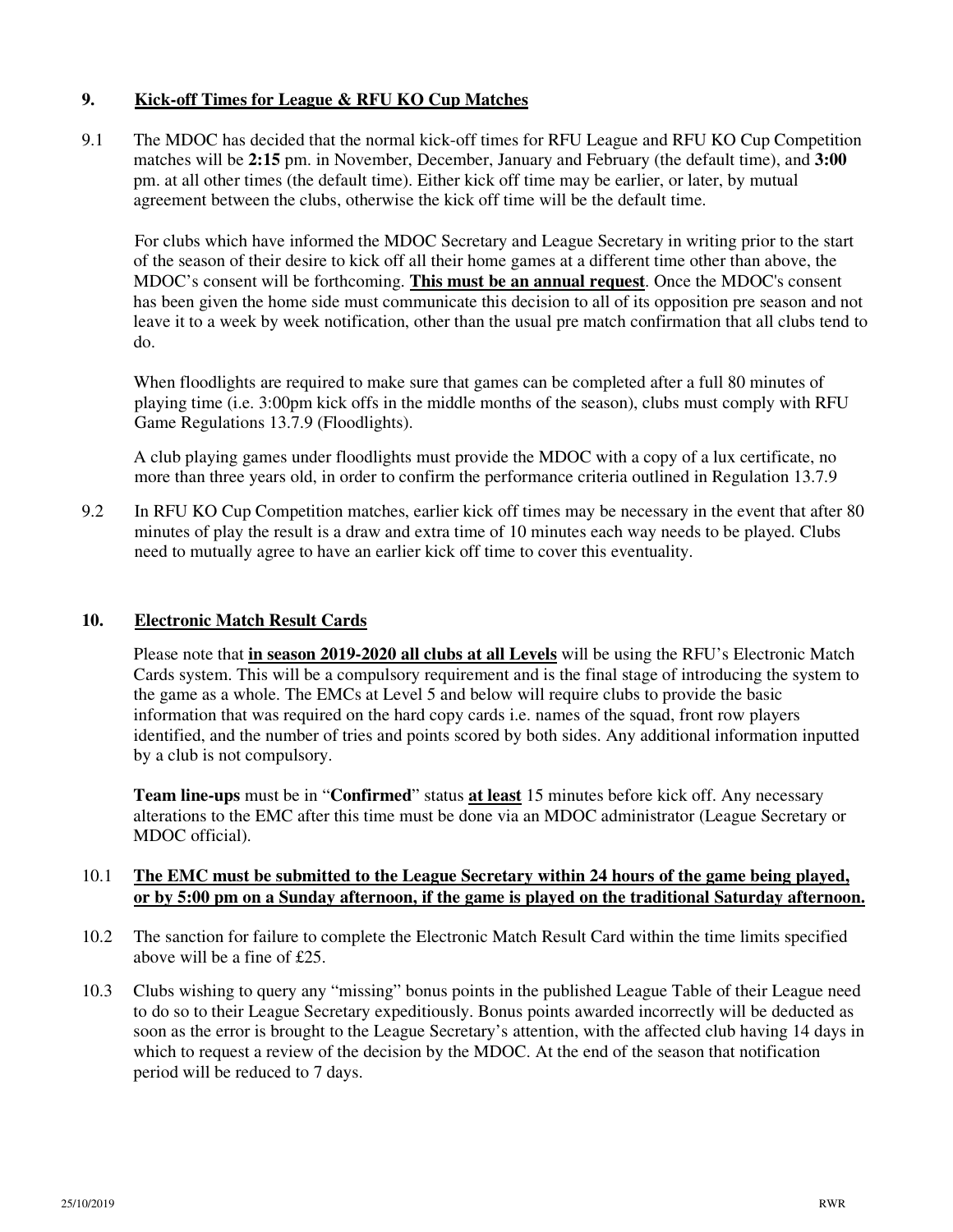## 9. Kick-off Times for League & RFU KO Cup Matches

9.1 The MDOC has decided that the normal kick-off times for RFU League and RFU KO Cup Competition matches will be **2:15** pm. in November, December, January and February (the default time), and **3:00** pm. at all other times (the default time). Either kick off time may be earlier, or later, by mutual agreement between the clubs, otherwise the kick off time will be the default time.

For clubs which have informed the MDOC Secretary and League Secretary in writing prior to the start of the season of their desire to kick off all their home games at a different time other than above, the MDOC's consent will be forthcoming. **<u>This must be an annual request</u>**. Once the MDOC's consent has been given the home side must communicate this decision to all of its opposition pre season and not leave it to a week by week notification, other than the usual pre match confirmation that all clubs tend to do.

When floodlights are required to make sure that games can be completed after a full 80 minutes of playing time (i.e. 3:00pm kick offs in the middle months of the season), clubs must comply with RFU Game Regulations 13.7.9 (Floodlights).

A club playing games under floodlights must provide the MDOC with a copy of a lux certificate, no more than three years old, in order to confirm the performance criteria outlined in Regulation 13.7.9

9.2 In RFU KO Cup Competition matches, earlier kick off times may be necessary in the event that after 80 minutes of play the result is a draw and extra time of 10 minutes each way needs to be played. Clubs need to mutually agree to have an earlier kick off time to cover this eventuality.

## 10. Electronic Match Result Cards

Please note that **<u>in season 2019-2020 all clubs at all Levels</u>** will be using the RFU's Electronic Match Cards system. This will be a compulsory requirement and is the final stage of introducing the system to the game as a whole. The EMCs at Level 5 and below will require clubs to provide the basic information that was required on the hard copy cards i.e. names of the squad, front row players identified, and the number of tries and points scored by both sides. Any additional information inputted by a club is not compulsory.

**Team line-ups** must be in "**Confirmed**" status **<u>at least</u>** 15 minutes before kick off. Any necessary alterations to the EMC after this time must be done via an MDOC administrator (League Secretary or MDOC official).

10.1 **<u>The EMC must be submitted to the League Secretary within 24 hours of the game being played, or by 5:00 pm on a Sunday afternoon, if the game is played on the traditional Saturday afternoon.</u>**

10.2 The sanction for failure to complete the Electronic Match Result Card within the time limits specified above will be a fine of £25.

10.3 Clubs wishing to query any "missing" bonus points in the published League Table of their League need to do so to their League Secretary expeditiously. Bonus points awarded incorrectly will be deducted as soon as the error is brought to the League Secretary's attention, with the affected club having 14 days in which to request a review of the decision by the MDOC. At the end of the season that notification period will be reduced to 7 days.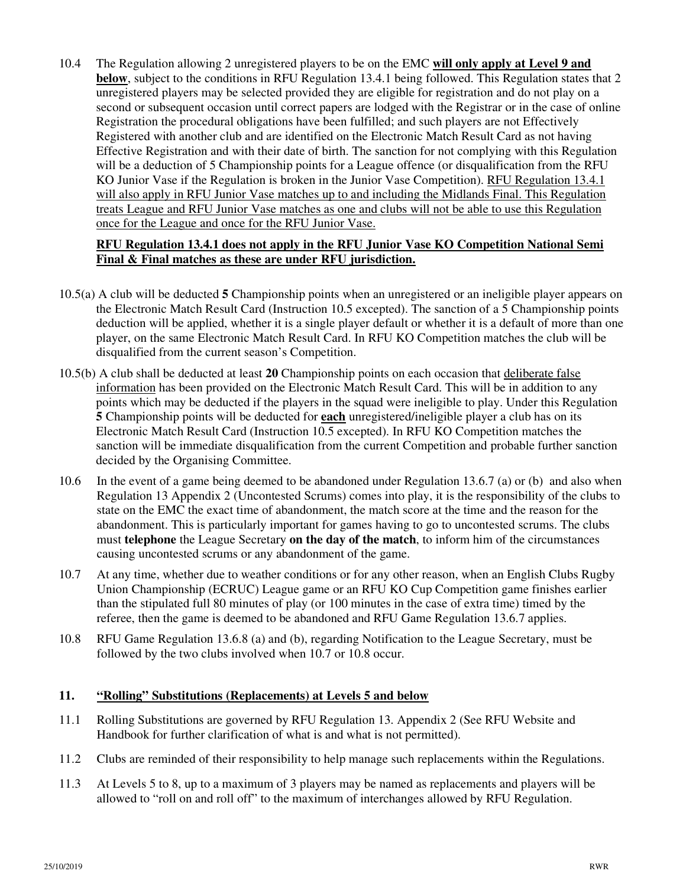10.4 The Regulation allowing 2 unregistered players to be on the EMC **will only apply at Level 9 and below**, subject to the conditions in RFU Regulation 13.4.1 being followed. This Regulation states that 2 unregistered players may be selected provided they are eligible for registration and do not play on a second or subsequent occasion until correct papers are lodged with the Registrar or in the case of online Registration the procedural obligations have been fulfilled; and such players are not Effectively Registered with another club and are identified on the Electronic Match Result Card as not having Effective Registration and with their date of birth. The sanction for not complying with this Regulation will be a deduction of 5 Championship points for a League offence (or disqualification from the RFU KO Junior Vase if the Regulation is broken in the Junior Vase Competition). RFU Regulation 13.4.1 will also apply in RFU Junior Vase matches up to and including the Midlands Final. This Regulation treats League and RFU Junior Vase matches as one and clubs will not be able to use this Regulation once for the League and once for the RFU Junior Vase.

**RFU Regulation 13.4.1 does not apply in the RFU Junior Vase KO Competition National Semi Final & Final matches as these are under RFU jurisdiction.**

10.5(a) A club will be deducted **5** Championship points when an unregistered or an ineligible player appears on the Electronic Match Result Card (Instruction 10.5 excepted). The sanction of a 5 Championship points deduction will be applied, whether it is a single player default or whether it is a default of more than one player, on the same Electronic Match Result Card. In RFU KO Competition matches the club will be disqualified from the current season's Competition.

10.5(b) A club shall be deducted at least **20** Championship points on each occasion that deliberate false information has been provided on the Electronic Match Result Card. This will be in addition to any points which may be deducted if the players in the squad were ineligible to play. Under this Regulation **5** Championship points will be deducted for **each** unregistered/ineligible player a club has on its Electronic Match Result Card (Instruction 10.5 excepted). In RFU KO Competition matches the sanction will be immediate disqualification from the current Competition and probable further sanction decided by the Organising Committee.

10.6 In the event of a game being deemed to be abandoned under Regulation 13.6.7 (a) or (b) and also when Regulation 13 Appendix 2 (Uncontested Scrums) comes into play, it is the responsibility of the clubs to state on the EMC the exact time of abandonment, the match score at the time and the reason for the abandonment. This is particularly important for games having to go to uncontested scrums. The clubs must **telephone** the League Secretary **on the day of the match**, to inform him of the circumstances causing uncontested scrums or any abandonment of the game.

10.7 At any time, whether due to weather conditions or for any other reason, when an English Clubs Rugby Union Championship (ECRUC) League game or an RFU KO Cup Competition game finishes earlier than the stipulated full 80 minutes of play (or 100 minutes in the case of extra time) timed by the referee, then the game is deemed to be abandoned and RFU Game Regulation 13.6.7 applies.

10.8 RFU Game Regulation 13.6.8 (a) and (b), regarding Notification to the League Secretary, must be followed by the two clubs involved when 10.7 or 10.8 occur.

## 11. "Rolling" Substitutions (Replacements) at Levels 5 and below

11.1 Rolling Substitutions are governed by RFU Regulation 13. Appendix 2 (See RFU Website and Handbook for further clarification of what is and what is not permitted).

11.2 Clubs are reminded of their responsibility to help manage such replacements within the Regulations.

11.3 At Levels 5 to 8, up to a maximum of 3 players may be named as replacements and players will be allowed to "roll on and roll off" to the maximum of interchanges allowed by RFU Regulation.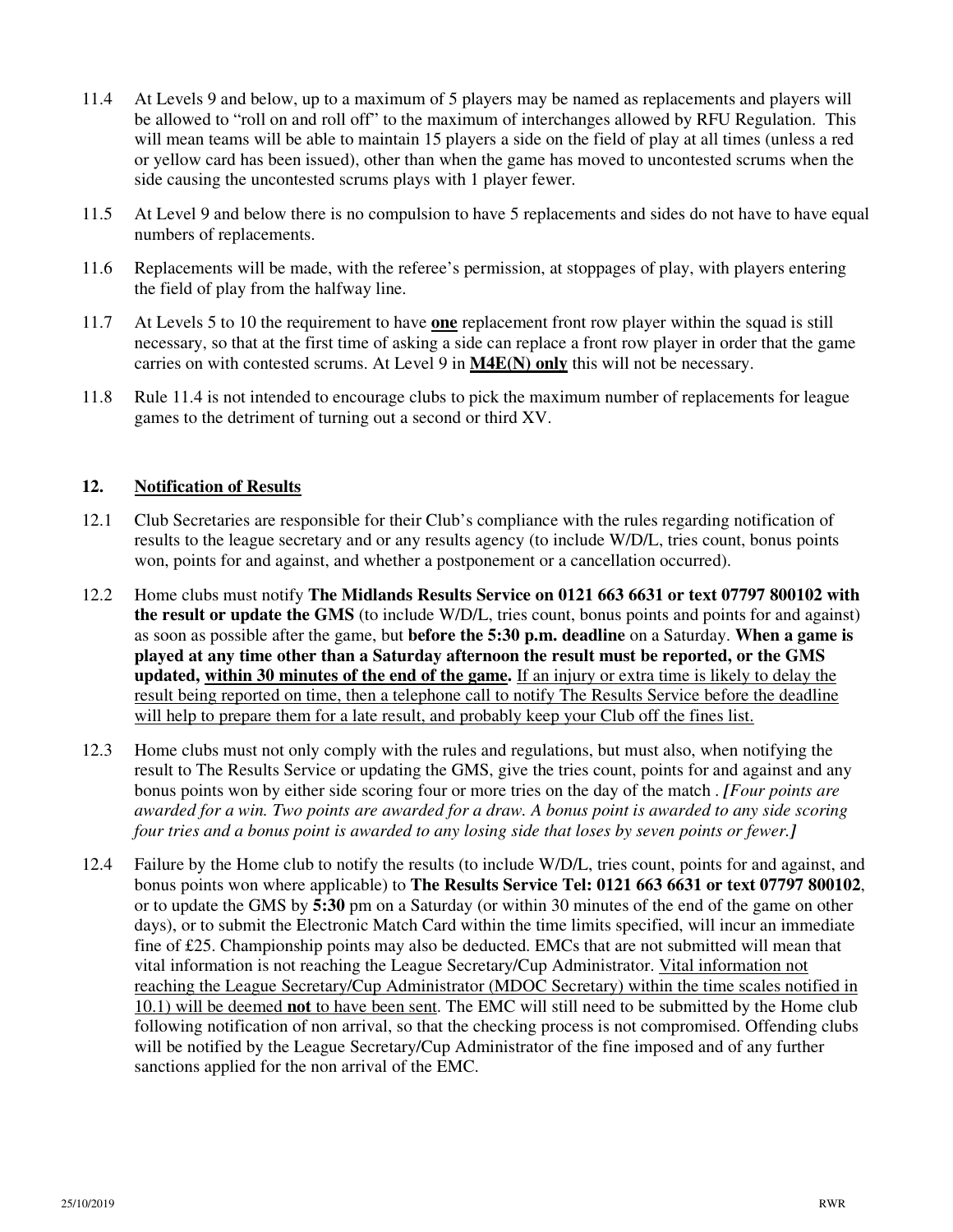11.4 At Levels 9 and below, up to a maximum of 5 players may be named as replacements and players will be allowed to "roll on and roll off" to the maximum of interchanges allowed by RFU Regulation. This will mean teams will be able to maintain 15 players a side on the field of play at all times (unless a red or yellow card has been issued), other than when the game has moved to uncontested scrums when the side causing the uncontested scrums plays with 1 player fewer.

11.5 At Level 9 and below there is no compulsion to have 5 replacements and sides do not have to have equal numbers of replacements.

11.6 Replacements will be made, with the referee's permission, at stoppages of play, with players entering the field of play from the halfway line.

11.7 At Levels 5 to 10 the requirement to have <u>**one**</u> replacement front row player within the squad is still necessary, so that at the first time of asking a side can replace a front row player in order that the game carries on with contested scrums. At Level 9 in <u>**M4E(N) only**</u> this will not be necessary.

11.8 Rule 11.4 is not intended to encourage clubs to pick the maximum number of replacements for league games to the detriment of turning out a second or third XV.

## 12. <u>Notification of Results</u>

12.1 Club Secretaries are responsible for their Club's compliance with the rules regarding notification of results to the league secretary and or any results agency (to include W/D/L, tries count, bonus points won, points for and against, and whether a postponement or a cancellation occurred).

12.2 Home clubs must notify **The Midlands Results Service on 0121 663 6631 or text 07797 800102 with the result or update the GMS** (to include W/D/L, tries count, bonus points and points for and against) as soon as possible after the game, but **before the 5:30 p.m. deadline** on a Saturday. **When a game is played at any time other than a Saturday afternoon the result must be reported, or the GMS updated, <u>within 30 minutes of the end of the game</u>.** <u>If an injury or extra time is likely to delay the result being reported on time, then a telephone call to notify The Results Service before the deadline will help to prepare them for a late result, and probably keep your Club off the fines list.</u>

12.3 Home clubs must not only comply with the rules and regulations, but must also, when notifying the result to The Results Service or updating the GMS, give the tries count, points for and against and any bonus points won by either side scoring four or more tries on the day of the match . ***[****Four points are awarded for a win. Two points are awarded for a draw. A bonus point is awarded to any side scoring four tries and a bonus point is awarded to any losing side that loses by seven points or fewer.****]***

12.4 Failure by the Home club to notify the results (to include W/D/L, tries count, points for and against, and bonus points won where applicable) to **The Results Service Tel: 0121 663 6631 or text 07797 800102**, or to update the GMS by **5:30** pm on a Saturday (or within 30 minutes of the end of the game on other days), or to submit the Electronic Match Card within the time limits specified, will incur an immediate fine of £25. Championship points may also be deducted. EMCs that are not submitted will mean that vital information is not reaching the League Secretary/Cup Administrator. <u>Vital information not reaching the League Secretary/Cup Administrator (MDOC Secretary) within the time scales notified in 10.1) will be deemed **not** to have been sent</u>. The EMC will still need to be submitted by the Home club following notification of non arrival, so that the checking process is not compromised. Offending clubs will be notified by the League Secretary/Cup Administrator of the fine imposed and of any further sanctions applied for the non arrival of the EMC.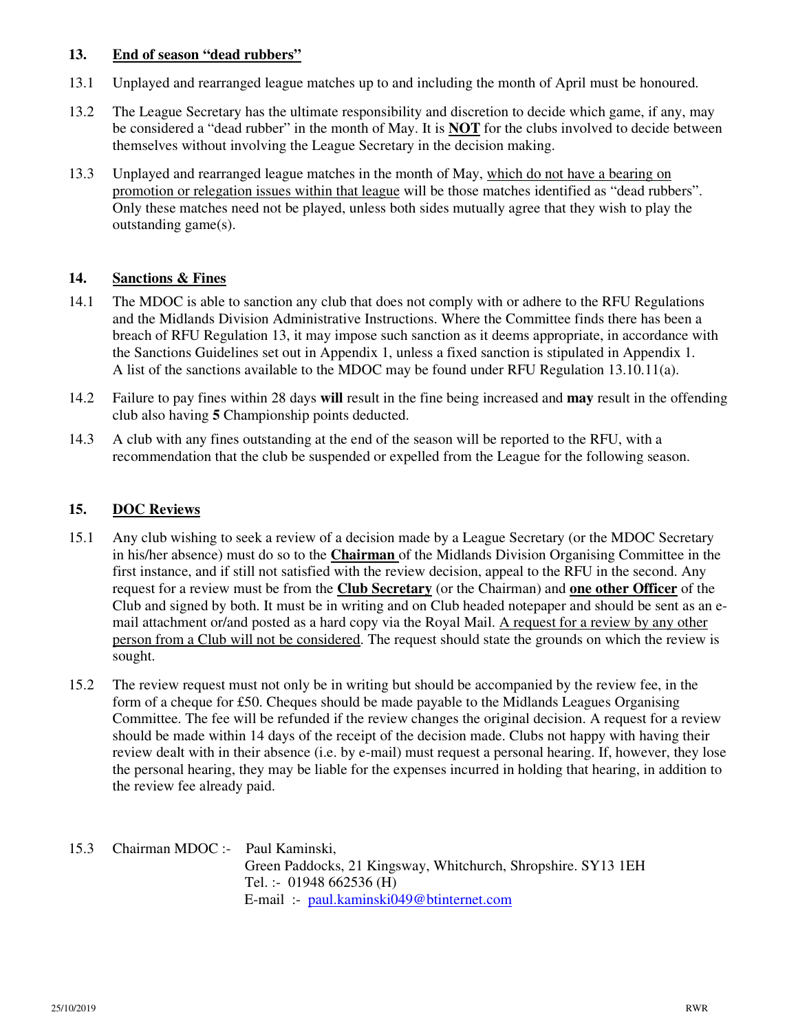## 13. End of season "dead rubbers"

13.1 Unplayed and rearranged league matches up to and including the month of April must be honoured.

13.2 The League Secretary has the ultimate responsibility and discretion to decide which game, if any, may be considered a "dead rubber" in the month of May. It is **NOT** for the clubs involved to decide between themselves without involving the League Secretary in the decision making.

13.3 Unplayed and rearranged league matches in the month of May, which do not have a bearing on promotion or relegation issues within that league will be those matches identified as "dead rubbers". Only these matches need not be played, unless both sides mutually agree that they wish to play the outstanding game(s).

## 14. Sanctions & Fines

14.1 The MDOC is able to sanction any club that does not comply with or adhere to the RFU Regulations and the Midlands Division Administrative Instructions. Where the Committee finds there has been a breach of RFU Regulation 13, it may impose such sanction as it deems appropriate, in accordance with the Sanctions Guidelines set out in Appendix 1, unless a fixed sanction is stipulated in Appendix 1. A list of the sanctions available to the MDOC may be found under RFU Regulation 13.10.11(a).

14.2 Failure to pay fines within 28 days **will** result in the fine being increased and **may** result in the offending club also having **5** Championship points deducted.

14.3 A club with any fines outstanding at the end of the season will be reported to the RFU, with a recommendation that the club be suspended or expelled from the League for the following season.

## 15. DOC Reviews

15.1 Any club wishing to seek a review of a decision made by a League Secretary (or the MDOC Secretary in his/her absence) must do so to the **Chairman** of the Midlands Division Organising Committee in the first instance, and if still not satisfied with the review decision, appeal to the RFU in the second. Any request for a review must be from the **Club Secretary** (or the Chairman) and **one other Officer** of the Club and signed by both. It must be in writing and on Club headed notepaper and should be sent as an e-mail attachment or/and posted as a hard copy via the Royal Mail. A request for a review by any other person from a Club will not be considered. The request should state the grounds on which the review is sought.

15.2 The review request must not only be in writing but should be accompanied by the review fee, in the form of a cheque for £50. Cheques should be made payable to the Midlands Leagues Organising Committee. The fee will be refunded if the review changes the original decision. A request for a review should be made within 14 days of the receipt of the decision made. Clubs not happy with having their review dealt with in their absence (i.e. by e-mail) must request a personal hearing. If, however, they lose the personal hearing, they may be liable for the expenses incurred in holding that hearing, in addition to the review fee already paid.

15.3 Chairman MDOC :- Paul Kaminski,
Green Paddocks, 21 Kingsway, Whitchurch, Shropshire. SY13 1EH
Tel. :- 01948 662536 (H)
E-mail :- paul.kaminski049@btinternet.com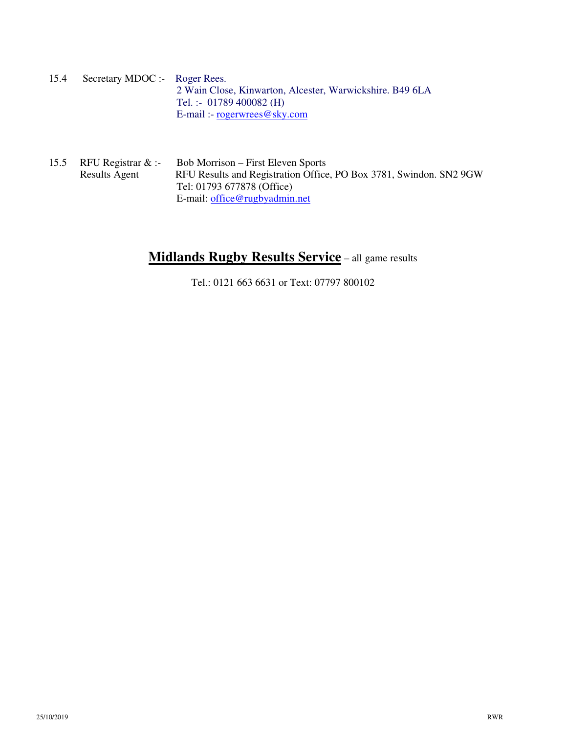15.4 Secretary MDOC :- Roger Rees.
2 Wain Close, Kinwarton, Alcester, Warwickshire. B49 6LA
Tel. :- 01789 400082 (H)
E-mail :- rogerwrees@sky.com

15.5 RFU Registrar & Results Agent :- Bob Morrison – First Eleven Sports
RFU Results and Registration Office, PO Box 3781, Swindon. SN2 9GW
Tel: 01793 677878 (Office)
E-mail: office@rugbyadmin.net

**Midlands Rugby Results Service** – all game results

Tel.: 0121 663 6631 or Text: 07797 800102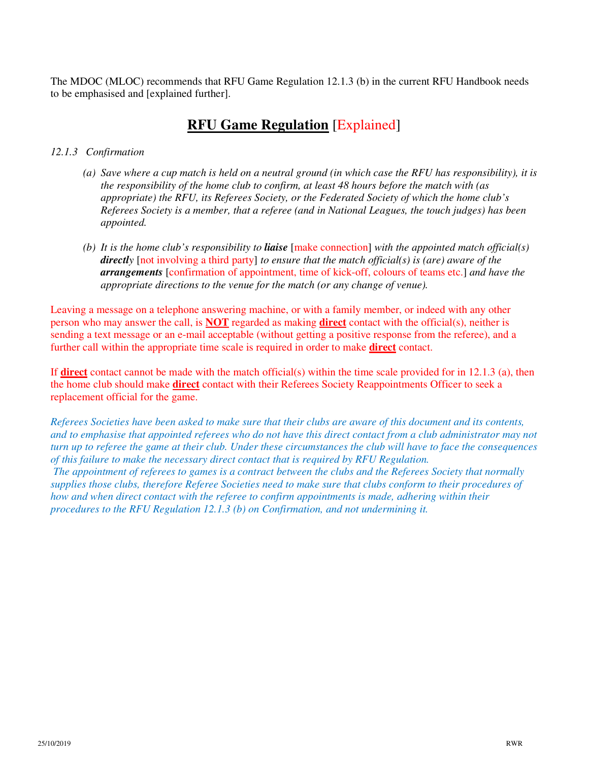The MDOC (MLOC) recommends that RFU Game Regulation 12.1.3 (b) in the current RFU Handbook needs to be emphasised and [explained further].

## **RFU Game Regulation** [Explained]

*12.1.3 Confirmation*

(a) *Save where a cup match is held on a neutral ground (in which case the RFU has responsibility), it is the responsibility of the home club to confirm, at least 48 hours before the match with (as appropriate) the RFU, its Referees Society, or the Federated Society of which the home club's Referees Society is a member, that a referee (and in National Leagues, the touch judges) has been appointed.*

(b) *It is the home club's responsibility to **liaise*** [make connection] *with the appointed match official(s) **directl**y* [not involving a third party] *to ensure that the match official(s) is (are) aware of the **arrangements*** [confirmation of appointment, time of kick-off, colours of teams etc.] *and have the appropriate directions to the venue for the match (or any change of venue).*

Leaving a message on a telephone answering machine, or with a family member, or indeed with any other person who may answer the call, is **NOT** regarded as making **direct** contact with the official(s), neither is sending a text message or an e-mail acceptable (without getting a positive response from the referee), and a further call within the appropriate time scale is required in order to make **direct** contact.

If **direct** contact cannot be made with the match official(s) within the time scale provided for in 12.1.3 (a), then the home club should make **direct** contact with their Referees Society Reappointments Officer to seek a replacement official for the game.

*Referees Societies have been asked to make sure that their clubs are aware of this document and its contents, and to emphasise that appointed referees who do not have this direct contact from a club administrator may not turn up to referee the game at their club. Under these circumstances the club will have to face the consequences of this failure to make the necessary direct contact that is required by RFU Regulation.*
*The appointment of referees to games is a contract between the clubs and the Referees Society that normally supplies those clubs, therefore Referee Societies need to make sure that clubs conform to their procedures of how and when direct contact with the referee to confirm appointments is made, adhering within their procedures to the RFU Regulation 12.1.3 (b) on Confirmation, and not undermining it.*

25/10/2019 RWR